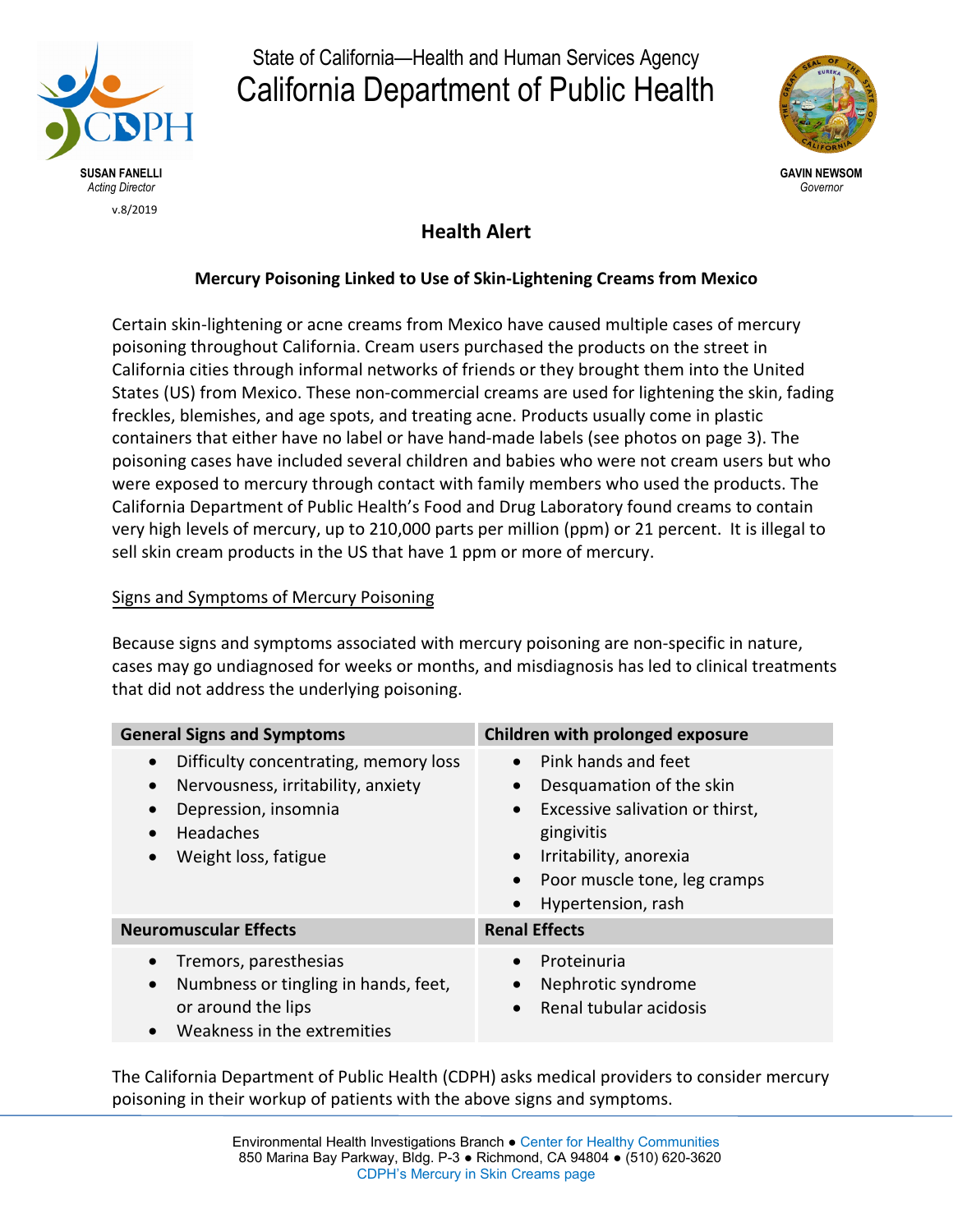State of California—Health and Human Services Agency

California Department of Public Health

**SUSAN FANELLI**
*Acting Director*

v.8/2019

**GAVIN NEWSOM**
*Governor*

# Health Alert

## Mercury Poisoning Linked to Use of Skin-Lightening Creams from Mexico

Certain skin-lightening or acne creams from Mexico have caused multiple cases of mercury poisoning throughout California. Cream users purchased the products on the street in California cities through informal networks of friends or they brought them into the United States (US) from Mexico. These non-commercial creams are used for lightening the skin, fading freckles, blemishes, and age spots, and treating acne. Products usually come in plastic containers that either have no label or have hand-made labels (see photos on page 3). The poisoning cases have included several children and babies who were not cream users but who were exposed to mercury through contact with family members who used the products. The California Department of Public Health's Food and Drug Laboratory found creams to contain very high levels of mercury, up to 210,000 parts per million (ppm) or 21 percent. It is illegal to sell skin cream products in the US that have 1 ppm or more of mercury.

Signs and Symptoms of Mercury Poisoning

Because signs and symptoms associated with mercury poisoning are non-specific in nature, cases may go undiagnosed for weeks or months, and misdiagnosis has led to clinical treatments that did not address the underlying poisoning.

| General Signs and Symptoms | Children with prolonged exposure |
| --- | --- |
| • Difficulty concentrating, memory loss<br>• Nervousness, irritability, anxiety<br>• Depression, insomnia<br>• Headaches<br>• Weight loss, fatigue | • Pink hands and feet<br>• Desquamation of the skin<br>• Excessive salivation or thirst, gingivitis<br>• Irritability, anorexia<br>• Poor muscle tone, leg cramps<br>• Hypertension, rash |
| **Neuromuscular Effects** | **Renal Effects** |
| • Tremors, paresthesias<br>• Numbness or tingling in hands, feet, or around the lips<br>• Weakness in the extremities | • Proteinuria<br>• Nephrotic syndrome<br>• Renal tubular acidosis |

The California Department of Public Health (CDPH) asks medical providers to consider mercury poisoning in their workup of patients with the above signs and symptoms.

Environmental Health Investigations Branch ● Center for Healthy Communities
850 Marina Bay Parkway, Bldg. P-3 ● Richmond, CA 94804 ● (510) 620-3620
CDPH's Mercury in Skin Creams page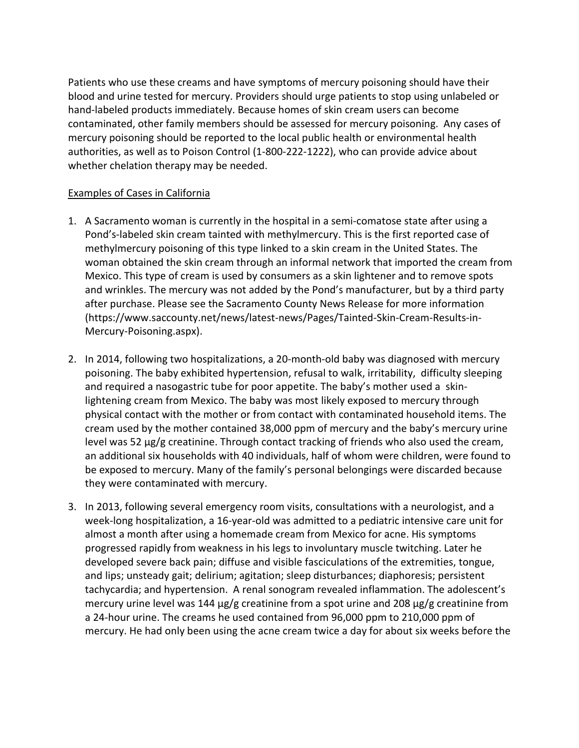Patients who use these creams and have symptoms of mercury poisoning should have their blood and urine tested for mercury. Providers should urge patients to stop using unlabeled or hand-labeled products immediately. Because homes of skin cream users can become contaminated, other family members should be assessed for mercury poisoning. Any cases of mercury poisoning should be reported to the local public health or environmental health authorities, as well as to Poison Control (1-800-222-1222), who can provide advice about whether chelation therapy may be needed.

<u>Examples of Cases in California</u>

1. A Sacramento woman is currently in the hospital in a semi-comatose state after using a Pond's-labeled skin cream tainted with methylmercury. This is the first reported case of methylmercury poisoning of this type linked to a skin cream in the United States. The woman obtained the skin cream through an informal network that imported the cream from Mexico. This type of cream is used by consumers as a skin lightener and to remove spots and wrinkles. The mercury was not added by the Pond's manufacturer, but by a third party after purchase. Please see the Sacramento County News Release for more information (https://www.saccounty.net/news/latest-news/Pages/Tainted-Skin-Cream-Results-in-Mercury-Poisoning.aspx).

2. In 2014, following two hospitalizations, a 20-month-old baby was diagnosed with mercury poisoning. The baby exhibited hypertension, refusal to walk, irritability, difficulty sleeping and required a nasogastric tube for poor appetite. The baby's mother used a skin-lightening cream from Mexico. The baby was most likely exposed to mercury through physical contact with the mother or from contact with contaminated household items. The cream used by the mother contained 38,000 ppm of mercury and the baby's mercury urine level was 52 µg/g creatinine. Through contact tracking of friends who also used the cream, an additional six households with 40 individuals, half of whom were children, were found to be exposed to mercury. Many of the family's personal belongings were discarded because they were contaminated with mercury.

3. In 2013, following several emergency room visits, consultations with a neurologist, and a week-long hospitalization, a 16-year-old was admitted to a pediatric intensive care unit for almost a month after using a homemade cream from Mexico for acne. His symptoms progressed rapidly from weakness in his legs to involuntary muscle twitching. Later he developed severe back pain; diffuse and visible fasciculations of the extremities, tongue, and lips; unsteady gait; delirium; agitation; sleep disturbances; diaphoresis; persistent tachycardia; and hypertension. A renal sonogram revealed inflammation. The adolescent's mercury urine level was 144 µg/g creatinine from a spot urine and 208 µg/g creatinine from a 24-hour urine. The creams he used contained from 96,000 ppm to 210,000 ppm of mercury. He had only been using the acne cream twice a day for about six weeks before the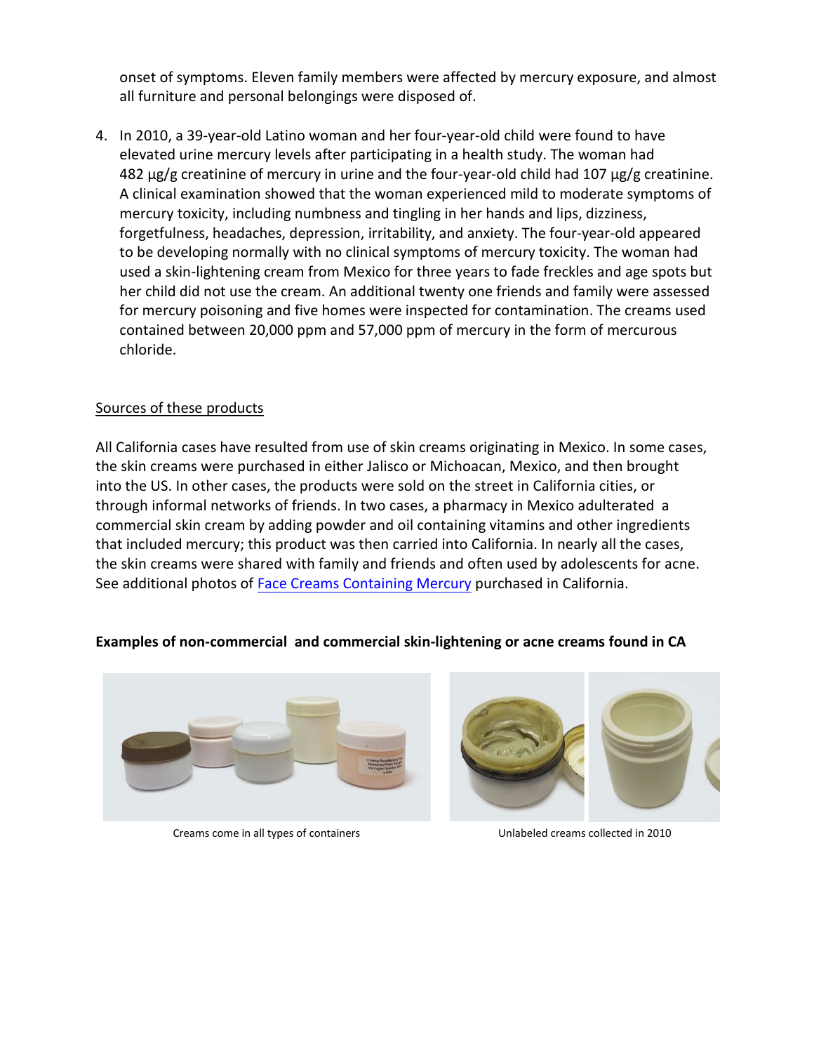onset of symptoms. Eleven family members were affected by mercury exposure, and almost all furniture and personal belongings were disposed of.

4. In 2010, a 39-year-old Latino woman and her four-year-old child were found to have elevated urine mercury levels after participating in a health study. The woman had 482 µg/g creatinine of mercury in urine and the four-year-old child had 107 µg/g creatinine. A clinical examination showed that the woman experienced mild to moderate symptoms of mercury toxicity, including numbness and tingling in her hands and lips, dizziness, forgetfulness, headaches, depression, irritability, and anxiety. The four-year-old appeared to be developing normally with no clinical symptoms of mercury toxicity. The woman had used a skin-lightening cream from Mexico for three years to fade freckles and age spots but her child did not use the cream. An additional twenty one friends and family were assessed for mercury poisoning and five homes were inspected for contamination. The creams used contained between 20,000 ppm and 57,000 ppm of mercury in the form of mercurous chloride.

Sources of these products

All California cases have resulted from use of skin creams originating in Mexico. In some cases, the skin creams were purchased in either Jalisco or Michoacan, Mexico, and then brought into the US. In other cases, the products were sold on the street in California cities, or through informal networks of friends. In two cases, a pharmacy in Mexico adulterated a commercial skin cream by adding powder and oil containing vitamins and other ingredients that included mercury; this product was then carried into California. In nearly all the cases, the skin creams were shared with family and friends and often used by adolescents for acne. See additional photos of Face Creams Containing Mercury purchased in California.

**Examples of non-commercial and commercial skin-lightening or acne creams found in CA**

Creams come in all types of containers

Unlabeled creams collected in 2010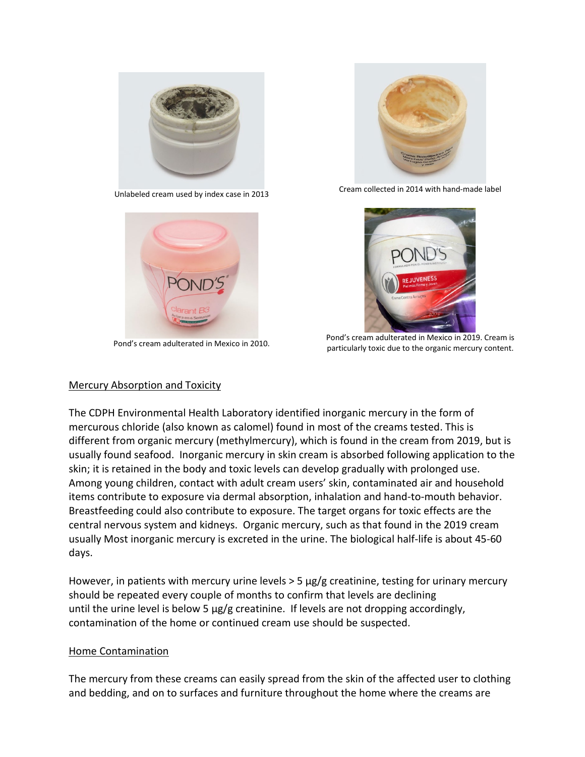Unlabeled cream used by index case in 2013

Cream collected in 2014 with hand-made label

Pond's cream adulterated in Mexico in 2010.

Pond's cream adulterated in Mexico in 2019. Cream is particularly toxic due to the organic mercury content.

## Mercury Absorption and Toxicity

The CDPH Environmental Health Laboratory identified inorganic mercury in the form of mercurous chloride (also known as calomel) found in most of the creams tested. This is different from organic mercury (methylmercury), which is found in the cream from 2019, but is usually found seafood. Inorganic mercury in skin cream is absorbed following application to the skin; it is retained in the body and toxic levels can develop gradually with prolonged use. Among young children, contact with adult cream users' skin, contaminated air and household items contribute to exposure via dermal absorption, inhalation and hand-to-mouth behavior. Breastfeeding could also contribute to exposure. The target organs for toxic effects are the central nervous system and kidneys. Organic mercury, such as that found in the 2019 cream usually Most inorganic mercury is excreted in the urine. The biological half-life is about 45-60 days.

However, in patients with mercury urine levels > 5 µg/g creatinine, testing for urinary mercury should be repeated every couple of months to confirm that levels are declining until the urine level is below 5 µg/g creatinine. If levels are not dropping accordingly, contamination of the home or continued cream use should be suspected.

## Home Contamination

The mercury from these creams can easily spread from the skin of the affected user to clothing and bedding, and on to surfaces and furniture throughout the home where the creams are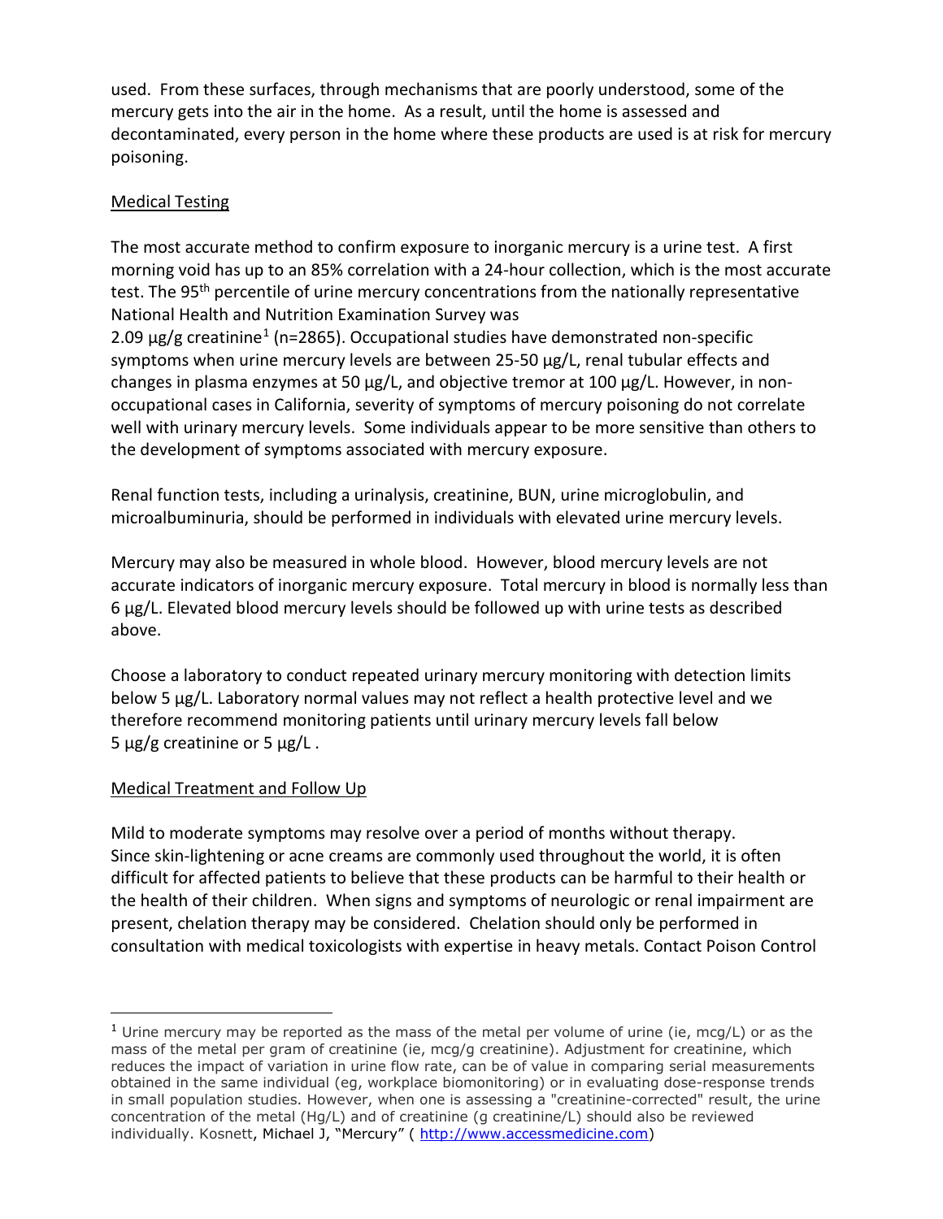used. From these surfaces, through mechanisms that are poorly understood, some of the mercury gets into the air in the home. As a result, until the home is assessed and decontaminated, every person in the home where these products are used is at risk for mercury poisoning.

## Medical Testing

The most accurate method to confirm exposure to inorganic mercury is a urine test. A first morning void has up to an 85% correlation with a 24-hour collection, which is the most accurate test. The 95th percentile of urine mercury concentrations from the nationally representative National Health and Nutrition Examination Survey was 2.09 µg/g creatinine[1] (n=2865). Occupational studies have demonstrated non-specific symptoms when urine mercury levels are between 25-50 µg/L, renal tubular effects and changes in plasma enzymes at 50 µg/L, and objective tremor at 100 µg/L. However, in non-occupational cases in California, severity of symptoms of mercury poisoning do not correlate well with urinary mercury levels. Some individuals appear to be more sensitive than others to the development of symptoms associated with mercury exposure.

Renal function tests, including a urinalysis, creatinine, BUN, urine microglobulin, and microalbuminuria, should be performed in individuals with elevated urine mercury levels.

Mercury may also be measured in whole blood. However, blood mercury levels are not accurate indicators of inorganic mercury exposure. Total mercury in blood is normally less than 6 µg/L. Elevated blood mercury levels should be followed up with urine tests as described above.

Choose a laboratory to conduct repeated urinary mercury monitoring with detection limits below 5 µg/L. Laboratory normal values may not reflect a health protective level and we therefore recommend monitoring patients until urinary mercury levels fall below 5 µg/g creatinine or 5 µg/L .

## Medical Treatment and Follow Up

Mild to moderate symptoms may resolve over a period of months without therapy. Since skin-lightening or acne creams are commonly used throughout the world, it is often difficult for affected patients to believe that these products can be harmful to their health or the health of their children. When signs and symptoms of neurologic or renal impairment are present, chelation therapy may be considered. Chelation should only be performed in consultation with medical toxicologists with expertise in heavy metals. Contact Poison Control

---

[1] Urine mercury may be reported as the mass of the metal per volume of urine (ie, mcg/L) or as the mass of the metal per gram of creatinine (ie, mcg/g creatinine). Adjustment for creatinine, which reduces the impact of variation in urine flow rate, can be of value in comparing serial measurements obtained in the same individual (eg, workplace biomonitoring) or in evaluating dose-response trends in small population studies. However, when one is assessing a "creatinine-corrected" result, the urine concentration of the metal (Hg/L) and of creatinine (g creatinine/L) should also be reviewed individually. Kosnett, Michael J, "Mercury" ( http://www.accessmedicine.com)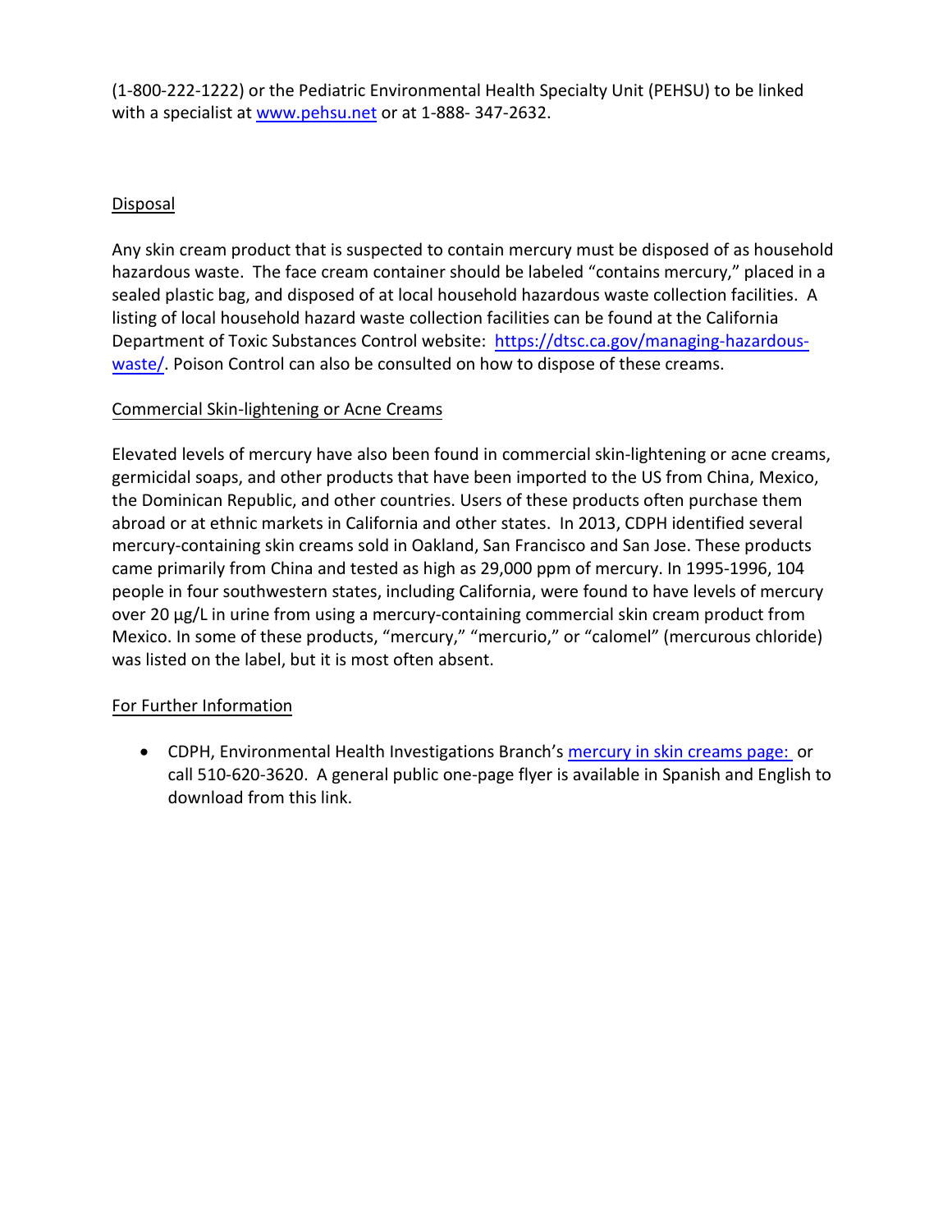(1-800-222-1222) or the Pediatric Environmental Health Specialty Unit (PEHSU) to be linked with a specialist at [www.pehsu.net](http://www.pehsu.net) or at 1-888- 347-2632.

## Disposal

Any skin cream product that is suspected to contain mercury must be disposed of as household hazardous waste. The face cream container should be labeled "contains mercury," placed in a sealed plastic bag, and disposed of at local household hazardous waste collection facilities. A listing of local household hazard waste collection facilities can be found at the California Department of Toxic Substances Control website: [https://dtsc.ca.gov/managing-hazardous-waste/](https://dtsc.ca.gov/managing-hazardous-waste/). Poison Control can also be consulted on how to dispose of these creams.

## Commercial Skin-lightening or Acne Creams

Elevated levels of mercury have also been found in commercial skin-lightening or acne creams, germicidal soaps, and other products that have been imported to the US from China, Mexico, the Dominican Republic, and other countries. Users of these products often purchase them abroad or at ethnic markets in California and other states. In 2013, CDPH identified several mercury-containing skin creams sold in Oakland, San Francisco and San Jose. These products came primarily from China and tested as high as 29,000 ppm of mercury. In 1995-1996, 104 people in four southwestern states, including California, were found to have levels of mercury over 20 µg/L in urine from using a mercury-containing commercial skin cream product from Mexico. In some of these products, "mercury," "mercurio," or "calomel" (mercurous chloride) was listed on the label, but it is most often absent.

## For Further Information

- CDPH, Environmental Health Investigations Branch's mercury in skin creams page: or call 510-620-3620. A general public one-page flyer is available in Spanish and English to download from this link.